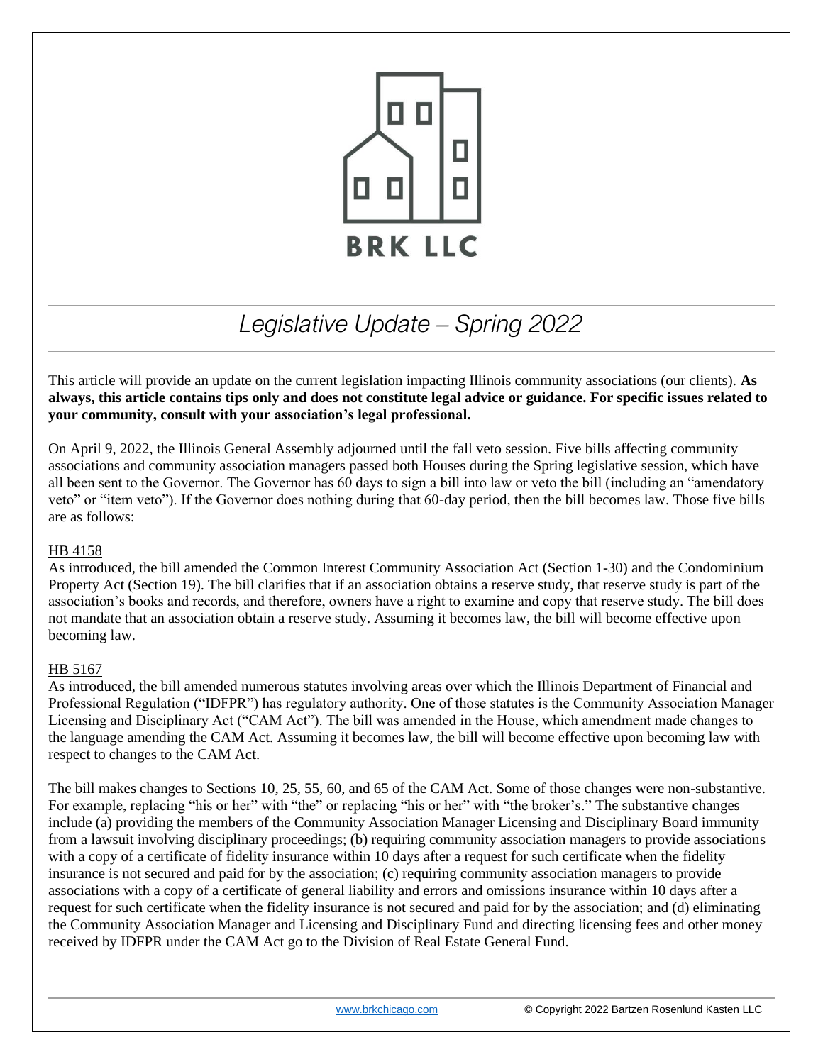BRK LLC

# *Legislative Update – Spring 2022*

This article will provide an update on the current legislation impacting Illinois community associations (our clients). **As always, this article contains tips only and does not constitute legal advice or guidance. For specific issues related to your community, consult with your association's legal professional.**

On April 9, 2022, the Illinois General Assembly adjourned until the fall veto session. Five bills affecting community associations and community association managers passed both Houses during the Spring legislative session, which have all been sent to the Governor. The Governor has 60 days to sign a bill into law or veto the bill (including an "amendatory veto" or "item veto"). If the Governor does nothing during that 60-day period, then the bill becomes law. Those five bills are as follows:

<u>HB 4158</u>

As introduced, the bill amended the Common Interest Community Association Act (Section 1-30) and the Condominium Property Act (Section 19). The bill clarifies that if an association obtains a reserve study, that reserve study is part of the association's books and records, and therefore, owners have a right to examine and copy that reserve study. The bill does not mandate that an association obtain a reserve study. Assuming it becomes law, the bill will become effective upon becoming law.

<u>HB 5167</u>

As introduced, the bill amended numerous statutes involving areas over which the Illinois Department of Financial and Professional Regulation ("IDFPR") has regulatory authority. One of those statutes is the Community Association Manager Licensing and Disciplinary Act ("CAM Act"). The bill was amended in the House, which amendment made changes to the language amending the CAM Act. Assuming it becomes law, the bill will become effective upon becoming law with respect to changes to the CAM Act.

The bill makes changes to Sections 10, 25, 55, 60, and 65 of the CAM Act. Some of those changes were non-substantive. For example, replacing "his or her" with "the" or replacing "his or her" with "the broker's." The substantive changes include (a) providing the members of the Community Association Manager Licensing and Disciplinary Board immunity from a lawsuit involving disciplinary proceedings; (b) requiring community association managers to provide associations with a copy of a certificate of fidelity insurance within 10 days after a request for such certificate when the fidelity insurance is not secured and paid for by the association; (c) requiring community association managers to provide associations with a copy of a certificate of general liability and errors and omissions insurance within 10 days after a request for such certificate when the fidelity insurance is not secured and paid for by the association; and (d) eliminating the Community Association Manager and Licensing and Disciplinary Fund and directing licensing fees and other money received by IDFPR under the CAM Act go to the Division of Real Estate General Fund.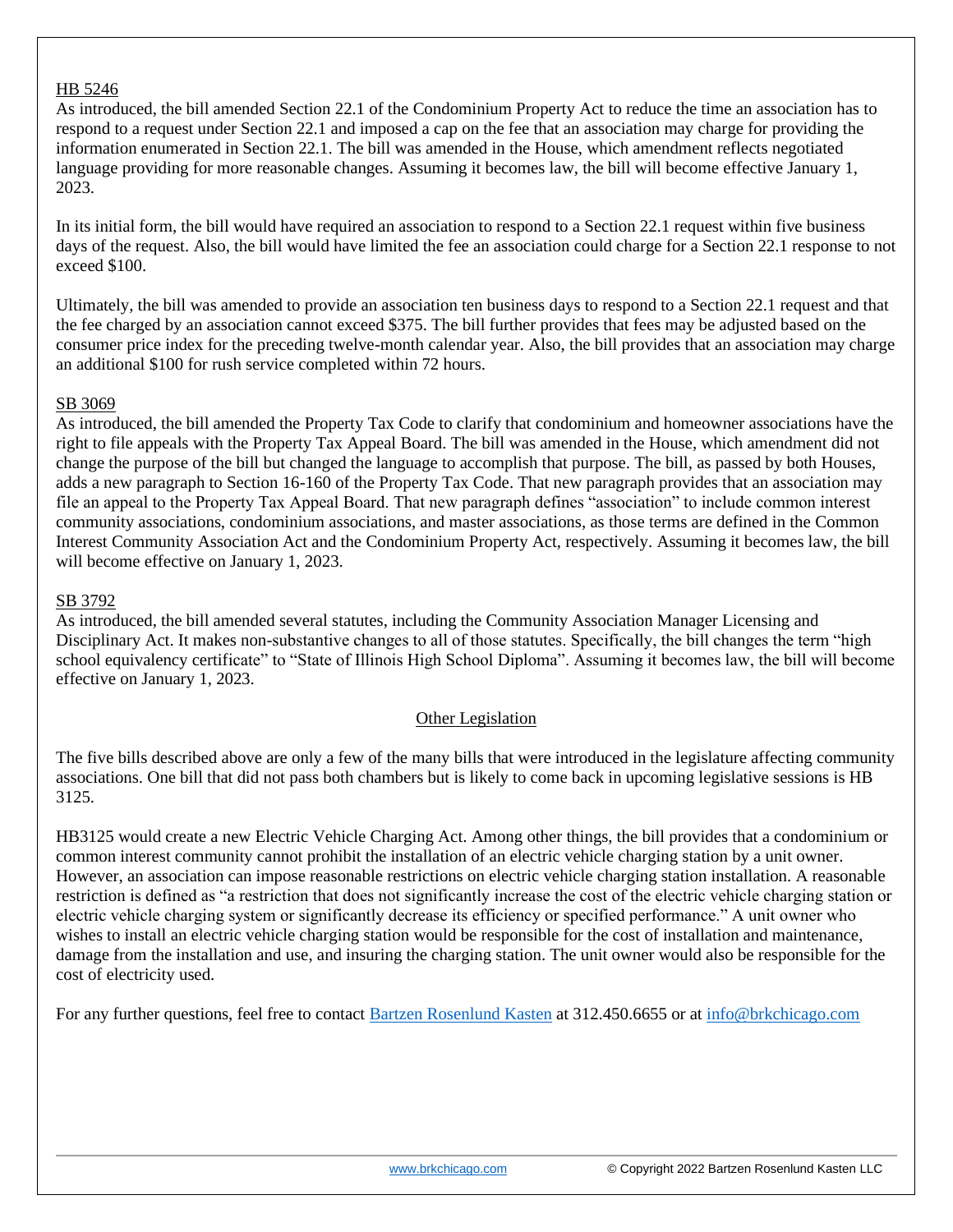HB 5246

As introduced, the bill amended Section 22.1 of the Condominium Property Act to reduce the time an association has to respond to a request under Section 22.1 and imposed a cap on the fee that an association may charge for providing the information enumerated in Section 22.1. The bill was amended in the House, which amendment reflects negotiated language providing for more reasonable changes. Assuming it becomes law, the bill will become effective January 1, 2023.

In its initial form, the bill would have required an association to respond to a Section 22.1 request within five business days of the request. Also, the bill would have limited the fee an association could charge for a Section 22.1 response to not exceed $100.

Ultimately, the bill was amended to provide an association ten business days to respond to a Section 22.1 request and that the fee charged by an association cannot exceed $375. The bill further provides that fees may be adjusted based on the consumer price index for the preceding twelve-month calendar year. Also, the bill provides that an association may charge an additional $100 for rush service completed within 72 hours.

SB 3069

As introduced, the bill amended the Property Tax Code to clarify that condominium and homeowner associations have the right to file appeals with the Property Tax Appeal Board. The bill was amended in the House, which amendment did not change the purpose of the bill but changed the language to accomplish that purpose. The bill, as passed by both Houses, adds a new paragraph to Section 16-160 of the Property Tax Code. That new paragraph provides that an association may file an appeal to the Property Tax Appeal Board. That new paragraph defines "association" to include common interest community associations, condominium associations, and master associations, as those terms are defined in the Common Interest Community Association Act and the Condominium Property Act, respectively. Assuming it becomes law, the bill will become effective on January 1, 2023.

SB 3792

As introduced, the bill amended several statutes, including the Community Association Manager Licensing and Disciplinary Act. It makes non-substantive changes to all of those statutes. Specifically, the bill changes the term "high school equivalency certificate" to "State of Illinois High School Diploma". Assuming it becomes law, the bill will become effective on January 1, 2023.

## Other Legislation

The five bills described above are only a few of the many bills that were introduced in the legislature affecting community associations. One bill that did not pass both chambers but is likely to come back in upcoming legislative sessions is HB 3125.

HB3125 would create a new Electric Vehicle Charging Act. Among other things, the bill provides that a condominium or common interest community cannot prohibit the installation of an electric vehicle charging station by a unit owner. However, an association can impose reasonable restrictions on electric vehicle charging station installation. A reasonable restriction is defined as "a restriction that does not significantly increase the cost of the electric vehicle charging station or electric vehicle charging system or significantly decrease its efficiency or specified performance." A unit owner who wishes to install an electric vehicle charging station would be responsible for the cost of installation and maintenance, damage from the installation and use, and insuring the charging station. The unit owner would also be responsible for the cost of electricity used.

For any further questions, feel free to contact Bartzen Rosenlund Kasten at 312.450.6655 or at info@brkchicago.com